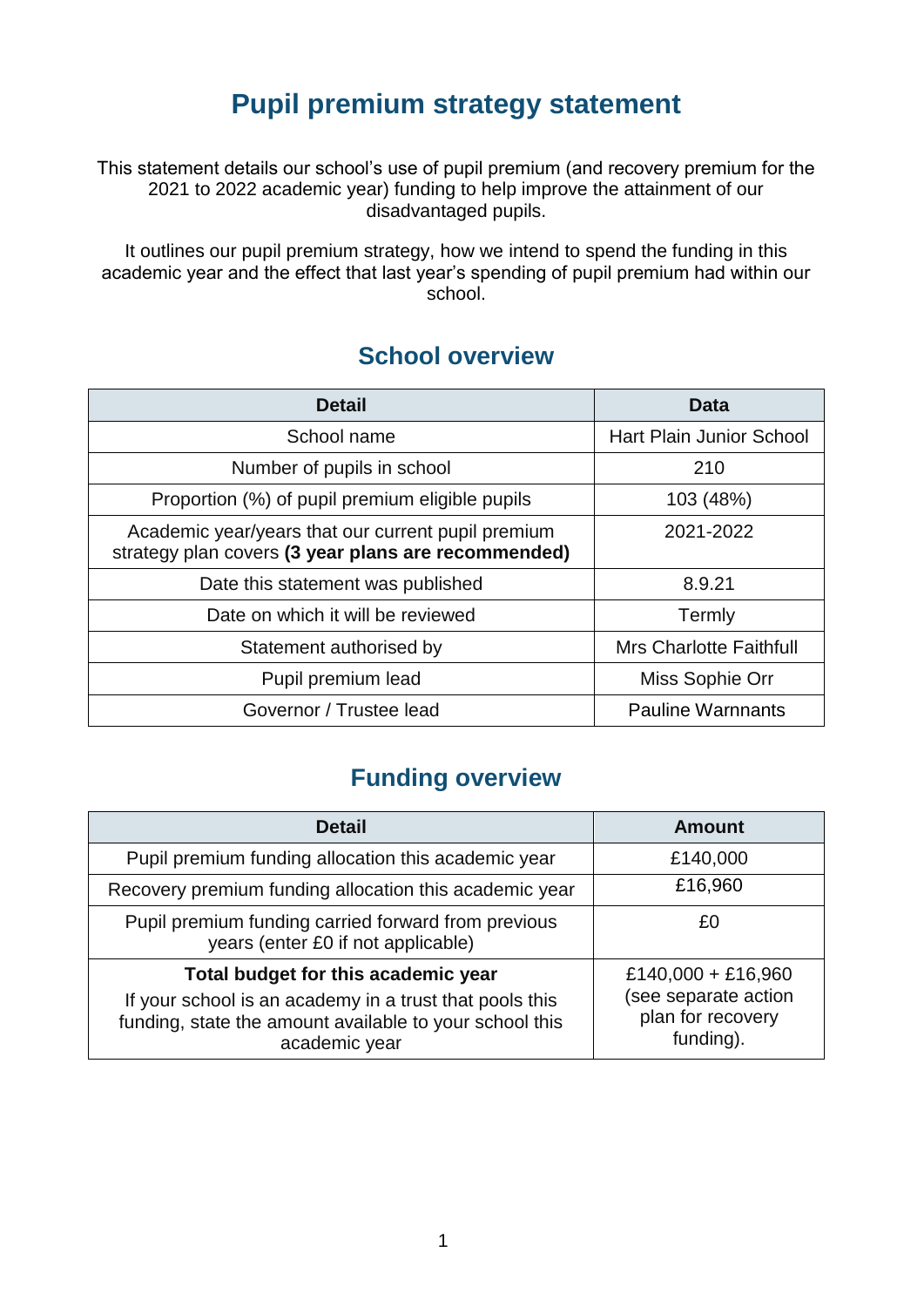# Pupil premium strategy statement

This statement details our school's use of pupil premium (and recovery premium for the 2021 to 2022 academic year) funding to help improve the attainment of our disadvantaged pupils.

It outlines our pupil premium strategy, how we intend to spend the funding in this academic year and the effect that last year's spending of pupil premium had within our school.

## School overview

| Detail | Data |
|---|---|
| School name | Hart Plain Junior School |
| Number of pupils in school | 210 |
| Proportion (%) of pupil premium eligible pupils | 103 (48%) |
| Academic year/years that our current pupil premium strategy plan covers **(3 year plans are recommended)** | 2021-2022 |
| Date this statement was published | 8.9.21 |
| Date on which it will be reviewed | Termly |
| Statement authorised by | Mrs Charlotte Faithfull |
| Pupil premium lead | Miss Sophie Orr |
| Governor / Trustee lead | Pauline Warnnants |

## Funding overview

| Detail | Amount |
|---|---|
| Pupil premium funding allocation this academic year | £140,000 |
| Recovery premium funding allocation this academic year | £16,960 |
| Pupil premium funding carried forward from previous years (enter £0 if not applicable) | £0 |
| **Total budget for this academic year** If your school is an academy in a trust that pools this funding, state the amount available to your school this academic year | £140,000 + £16,960 (see separate action plan for recovery funding). |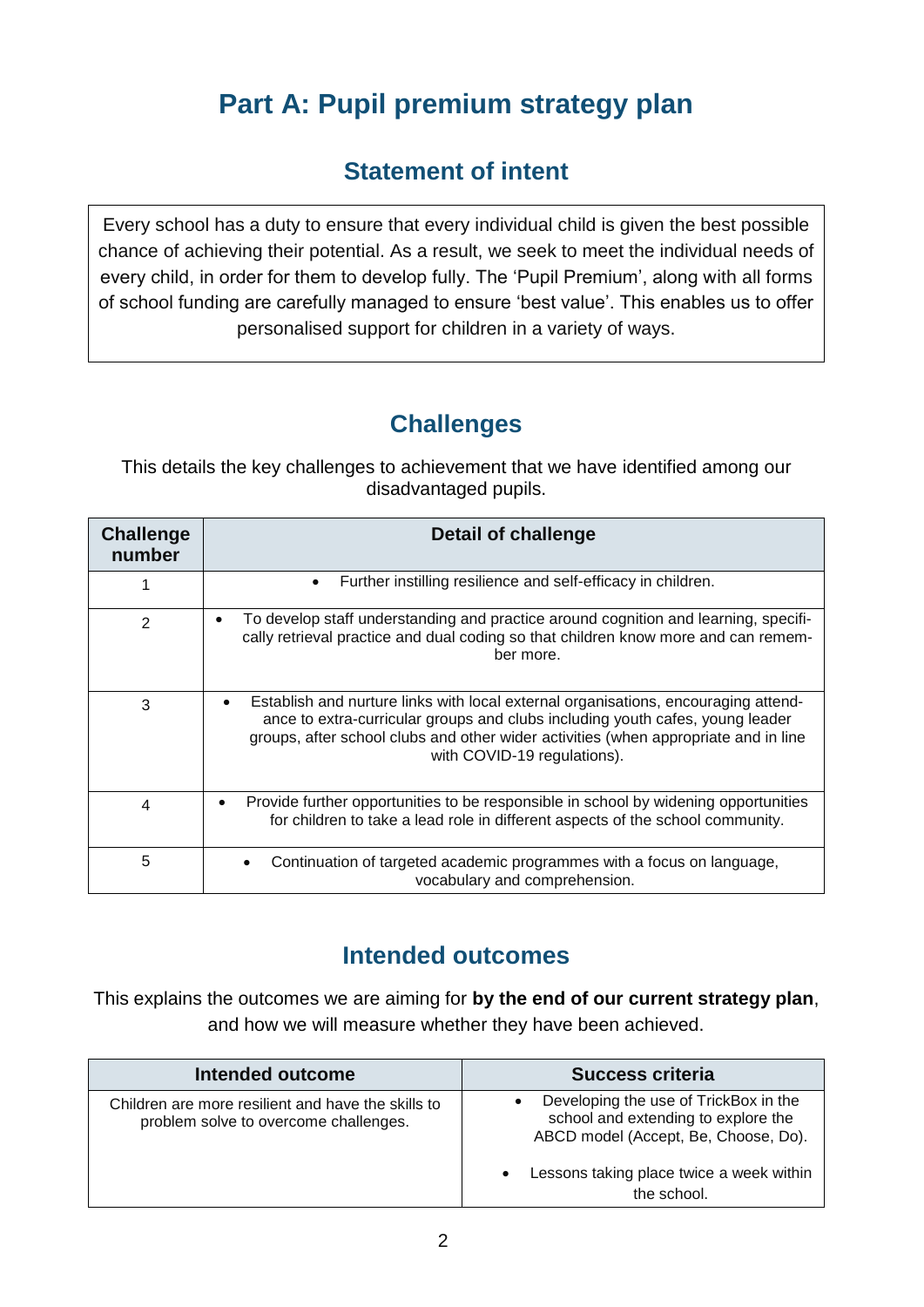# Part A: Pupil premium strategy plan

## Statement of intent

Every school has a duty to ensure that every individual child is given the best possible chance of achieving their potential. As a result, we seek to meet the individual needs of every child, in order for them to develop fully. The 'Pupil Premium', along with all forms of school funding are carefully managed to ensure 'best value'. This enables us to offer personalised support for children in a variety of ways.

## Challenges

This details the key challenges to achievement that we have identified among our disadvantaged pupils.

| Challenge number | Detail of challenge |
|---|---|
| 1 | • Further instilling resilience and self-efficacy in children. |
| 2 | • To develop staff understanding and practice around cognition and learning, specifically retrieval practice and dual coding so that children know more and can remember more. |
| 3 | • Establish and nurture links with local external organisations, encouraging attendance to extra-curricular groups and clubs including youth cafes, young leader groups, after school clubs and other wider activities (when appropriate and in line with COVID-19 regulations). |
| 4 | • Provide further opportunities to be responsible in school by widening opportunities for children to take a lead role in different aspects of the school community. |
| 5 | • Continuation of targeted academic programmes with a focus on language, vocabulary and comprehension. |

## Intended outcomes

This explains the outcomes we are aiming for **by the end of our current strategy plan**, and how we will measure whether they have been achieved.

| Intended outcome | Success criteria |
|---|---|
| Children are more resilient and have the skills to problem solve to overcome challenges. | • Developing the use of TrickBox in the school and extending to explore the ABCD model (Accept, Be, Choose, Do).<br>• Lessons taking place twice a week within the school. |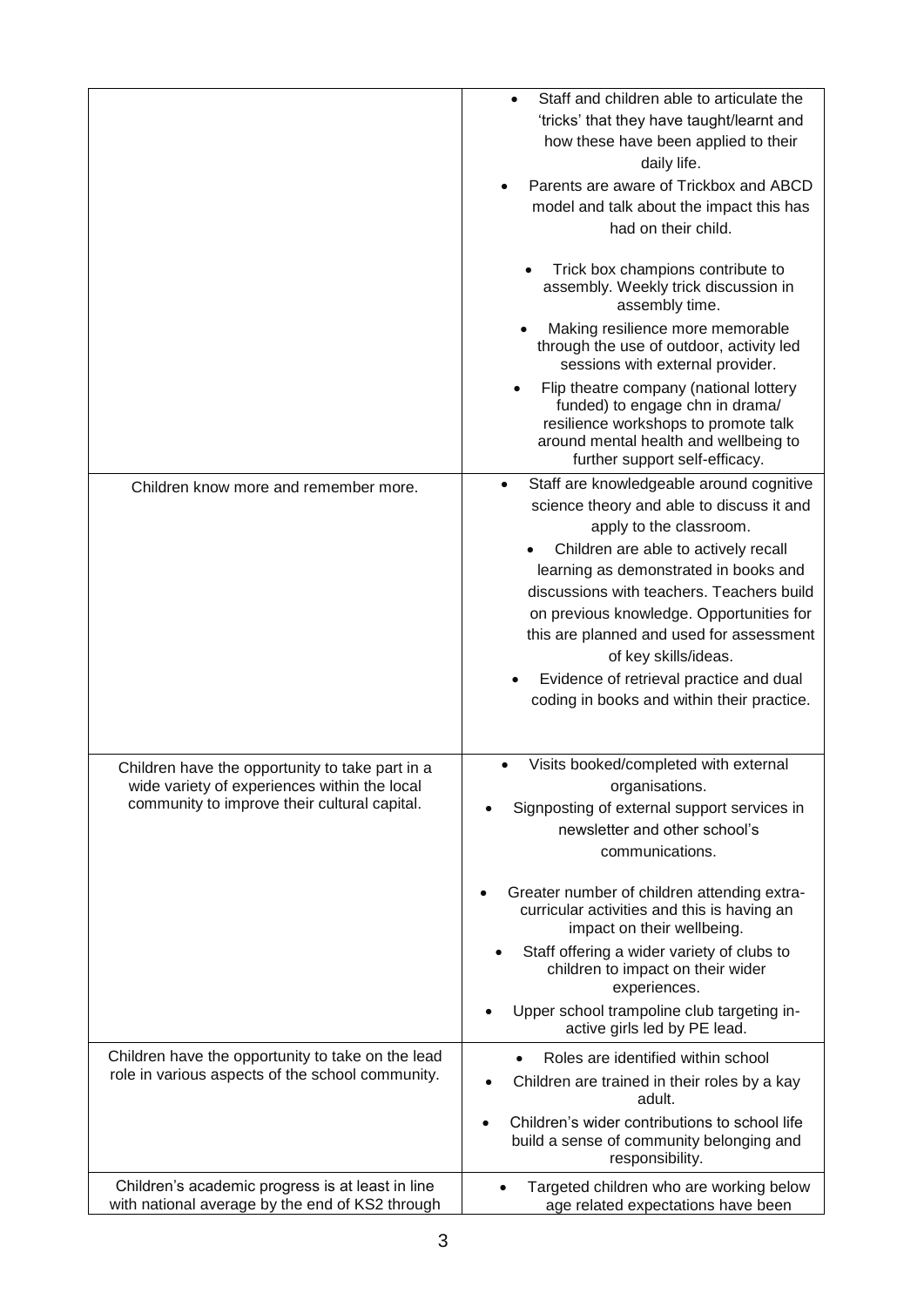| | |
|---|---|
| | • Staff and children able to articulate the 'tricks' that they have taught/learnt and how these have been applied to their daily life.<br>• Parents are aware of Trickbox and ABCD model and talk about the impact this has had on their child.<br>• Trick box champions contribute to assembly. Weekly trick discussion in assembly time.<br>• Making resilience more memorable through the use of outdoor, activity led sessions with external provider.<br>• Flip theatre company (national lottery funded) to engage chn in drama/ resilience workshops to promote talk around mental health and wellbeing to further support self-efficacy. |
| Children know more and remember more. | • Staff are knowledgeable around cognitive science theory and able to discuss it and apply to the classroom.<br>• Children are able to actively recall learning as demonstrated in books and discussions with teachers. Teachers build on previous knowledge. Opportunities for this are planned and used for assessment of key skills/ideas.<br>• Evidence of retrieval practice and dual coding in books and within their practice. |
| Children have the opportunity to take part in a wide variety of experiences within the local community to improve their cultural capital. | • Visits booked/completed with external organisations.<br>• Signposting of external support services in newsletter and other school's communications.<br>• Greater number of children attending extra-curricular activities and this is having an impact on their wellbeing.<br>• Staff offering a wider variety of clubs to children to impact on their wider experiences.<br>• Upper school trampoline club targeting in-active girls led by PE lead. |
| Children have the opportunity to take on the lead role in various aspects of the school community. | • Roles are identified within school<br>• Children are trained in their roles by a kay adult.<br>• Children's wider contributions to school life build a sense of community belonging and responsibility. |
| Children's academic progress is at least in line with national average by the end of KS2 through | • Targeted children who are working below age related expectations have been |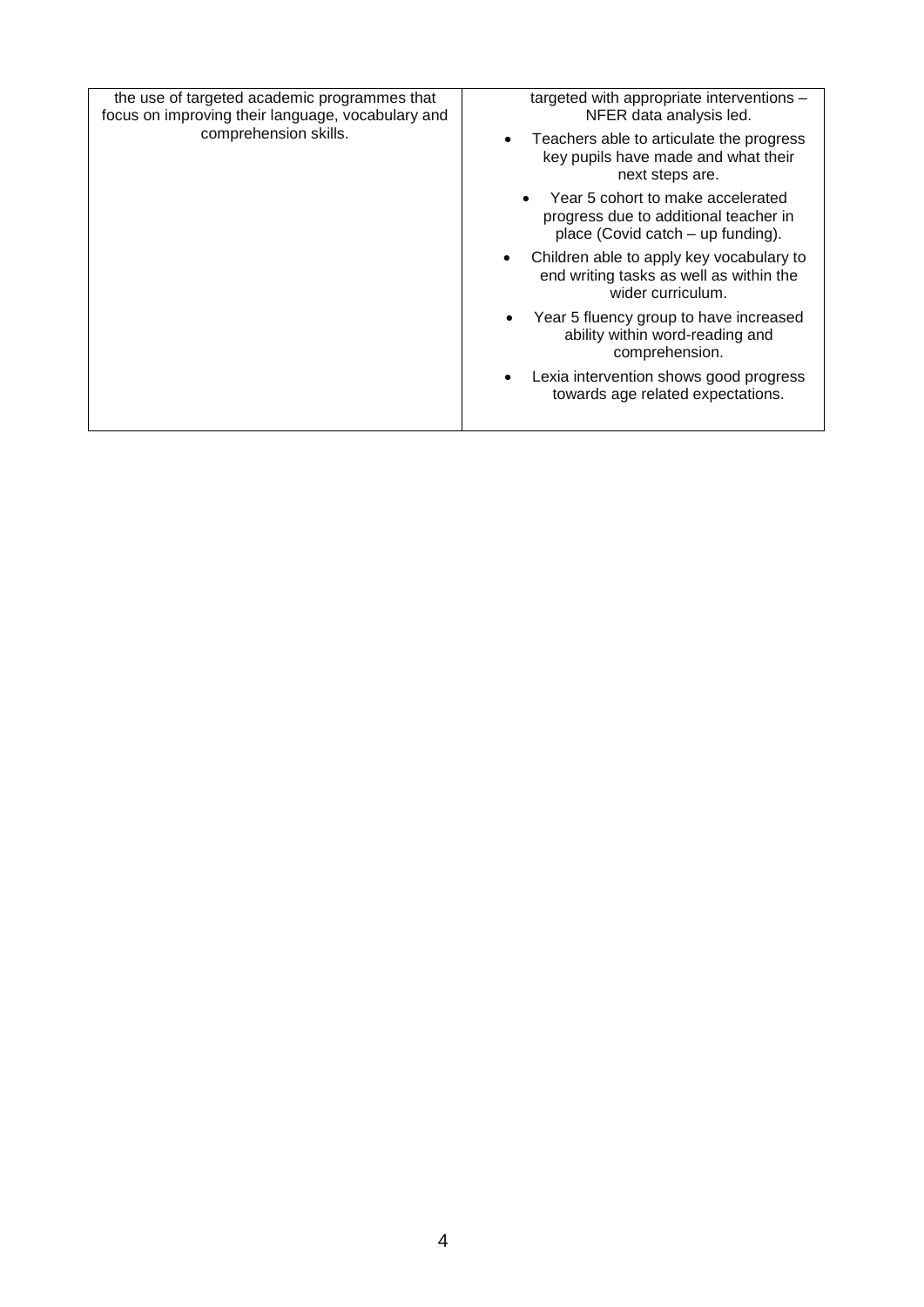| | |
|---|---|
| the use of targeted academic programmes that focus on improving their language, vocabulary and comprehension skills. | targeted with appropriate interventions – NFER data analysis led.<br>• Teachers able to articulate the progress key pupils have made and what their next steps are.<br>• Year 5 cohort to make accelerated progress due to additional teacher in place (Covid catch – up funding).<br>• Children able to apply key vocabulary to end writing tasks as well as within the wider curriculum.<br>• Year 5 fluency group to have increased ability within word-reading and comprehension.<br>• Lexia intervention shows good progress towards age related expectations. |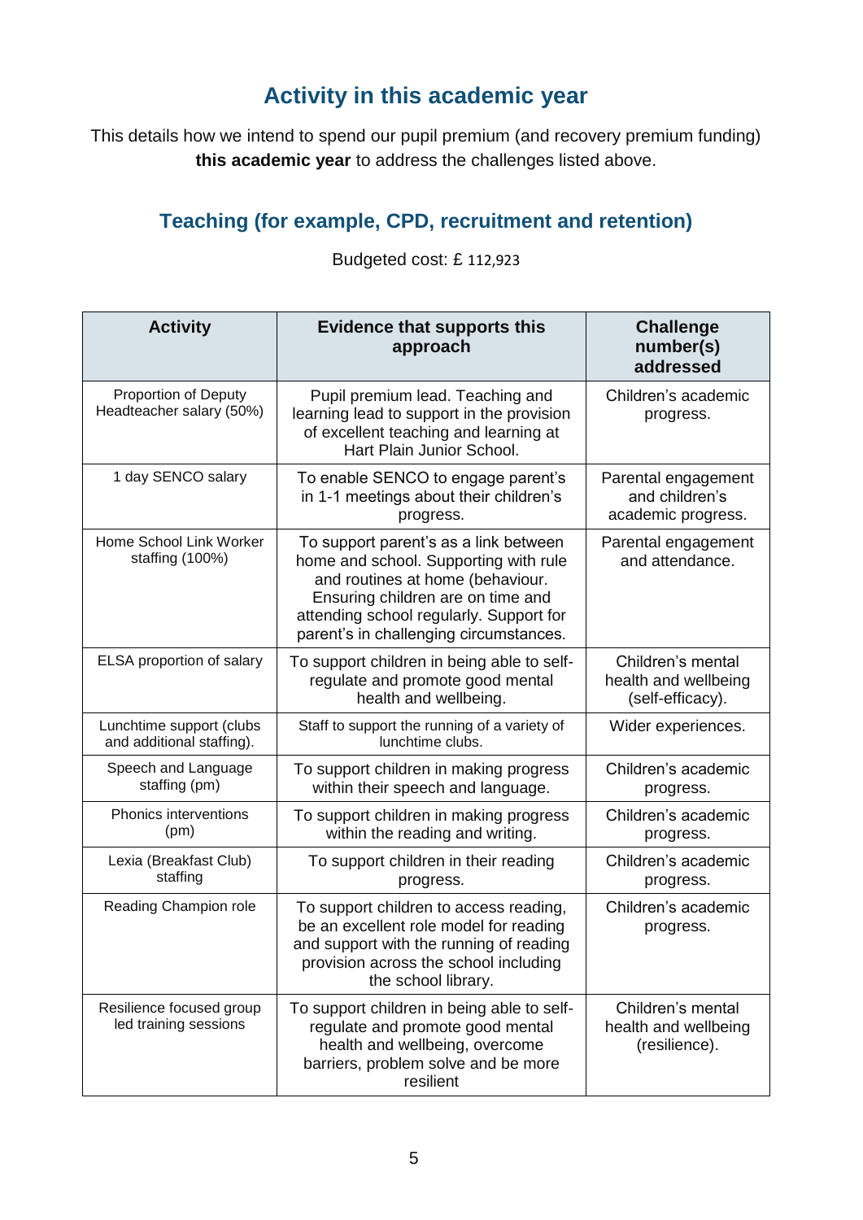## Activity in this academic year

This details how we intend to spend our pupil premium (and recovery premium funding) **this academic year** to address the challenges listed above.

### Teaching (for example, CPD, recruitment and retention)

Budgeted cost: £ 112,923

| Activity | Evidence that supports this approach | Challenge number(s) addressed |
|---|---|---|
| Proportion of Deputy Headteacher salary (50%) | Pupil premium lead. Teaching and learning lead to support in the provision of excellent teaching and learning at Hart Plain Junior School. | Children's academic progress. |
| 1 day SENCO salary | To enable SENCO to engage parent's in 1-1 meetings about their children's progress. | Parental engagement and children's academic progress. |
| Home School Link Worker staffing (100%) | To support parent's as a link between home and school. Supporting with rule and routines at home (behaviour. Ensuring children are on time and attending school regularly. Support for parent's in challenging circumstances. | Parental engagement and attendance. |
| ELSA proportion of salary | To support children in being able to self-regulate and promote good mental health and wellbeing. | Children's mental health and wellbeing (self-efficacy). |
| Lunchtime support (clubs and additional staffing). | Staff to support the running of a variety of lunchtime clubs. | Wider experiences. |
| Speech and Language staffing (pm) | To support children in making progress within their speech and language. | Children's academic progress. |
| Phonics interventions (pm) | To support children in making progress within the reading and writing. | Children's academic progress. |
| Lexia (Breakfast Club) staffing | To support children in their reading progress. | Children's academic progress. |
| Reading Champion role | To support children to access reading, be an excellent role model for reading and support with the running of reading provision across the school including the school library. | Children's academic progress. |
| Resilience focused group led training sessions | To support children in being able to self-regulate and promote good mental health and wellbeing, overcome barriers, problem solve and be more resilient | Children's mental health and wellbeing (resilience). |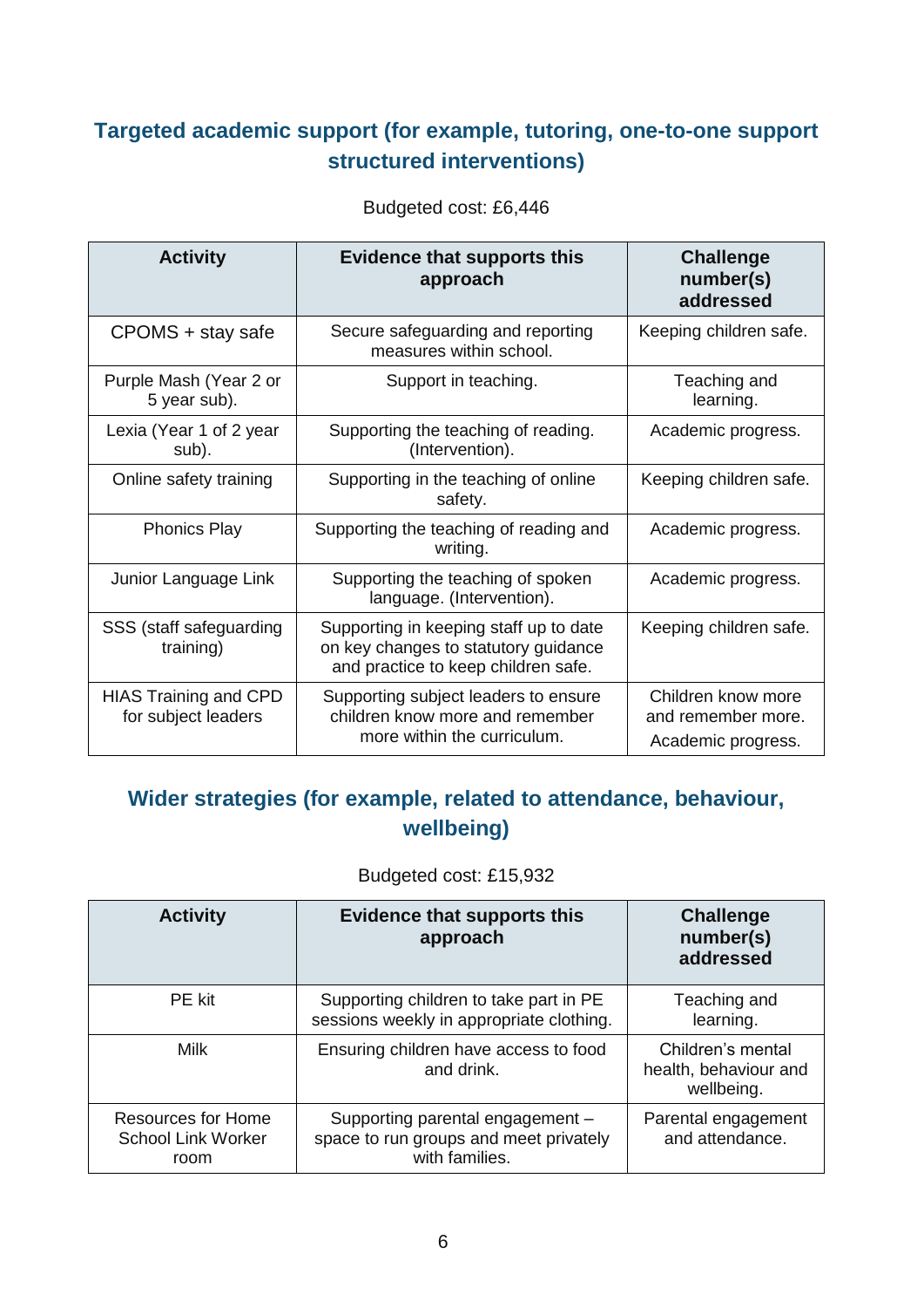## Targeted academic support (for example, tutoring, one-to-one support structured interventions)

Budgeted cost: £6,446

| Activity | Evidence that supports this approach | Challenge number(s) addressed |
| --- | --- | --- |
| CPOMS + stay safe | Secure safeguarding and reporting measures within school. | Keeping children safe. |
| Purple Mash (Year 2 or 5 year sub). | Support in teaching. | Teaching and learning. |
| Lexia (Year 1 of 2 year sub). | Supporting the teaching of reading. (Intervention). | Academic progress. |
| Online safety training | Supporting in the teaching of online safety. | Keeping children safe. |
| Phonics Play | Supporting the teaching of reading and writing. | Academic progress. |
| Junior Language Link | Supporting the teaching of spoken language. (Intervention). | Academic progress. |
| SSS (staff safeguarding training) | Supporting in keeping staff up to date on key changes to statutory guidance and practice to keep children safe. | Keeping children safe. |
| HIAS Training and CPD for subject leaders | Supporting subject leaders to ensure children know more and remember more within the curriculum. | Children know more and remember more. Academic progress. |

## Wider strategies (for example, related to attendance, behaviour, wellbeing)

Budgeted cost: £15,932

| Activity | Evidence that supports this approach | Challenge number(s) addressed |
| --- | --- | --- |
| PE kit | Supporting children to take part in PE sessions weekly in appropriate clothing. | Teaching and learning. |
| Milk | Ensuring children have access to food and drink. | Children's mental health, behaviour and wellbeing. |
| Resources for Home School Link Worker room | Supporting parental engagement – space to run groups and meet privately with families. | Parental engagement and attendance. |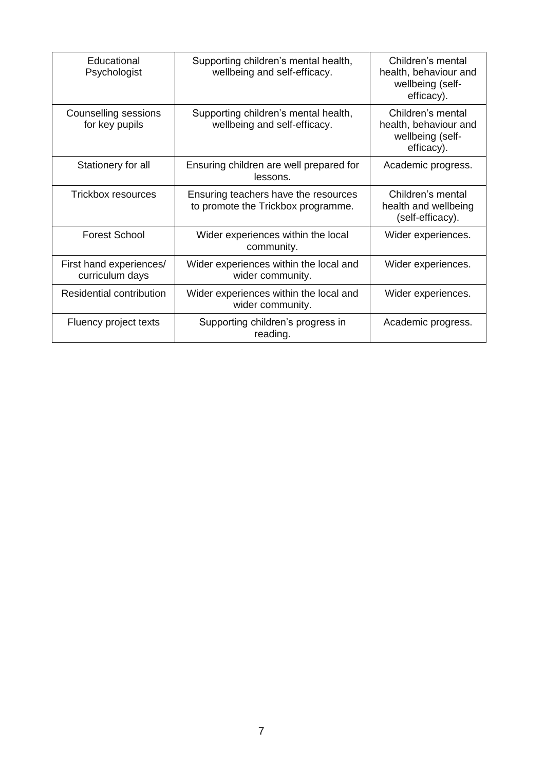| | | |
|---|---|---|
| Educational Psychologist | Supporting children's mental health, wellbeing and self-efficacy. | Children's mental health, behaviour and wellbeing (self-efficacy). |
| Counselling sessions for key pupils | Supporting children's mental health, wellbeing and self-efficacy. | Children's mental health, behaviour and wellbeing (self-efficacy). |
| Stationery for all | Ensuring children are well prepared for lessons. | Academic progress. |
| Trickbox resources | Ensuring teachers have the resources to promote the Trickbox programme. | Children's mental health and wellbeing (self-efficacy). |
| Forest School | Wider experiences within the local community. | Wider experiences. |
| First hand experiences/ curriculum days | Wider experiences within the local and wider community. | Wider experiences. |
| Residential contribution | Wider experiences within the local and wider community. | Wider experiences. |
| Fluency project texts | Supporting children's progress in reading. | Academic progress. |